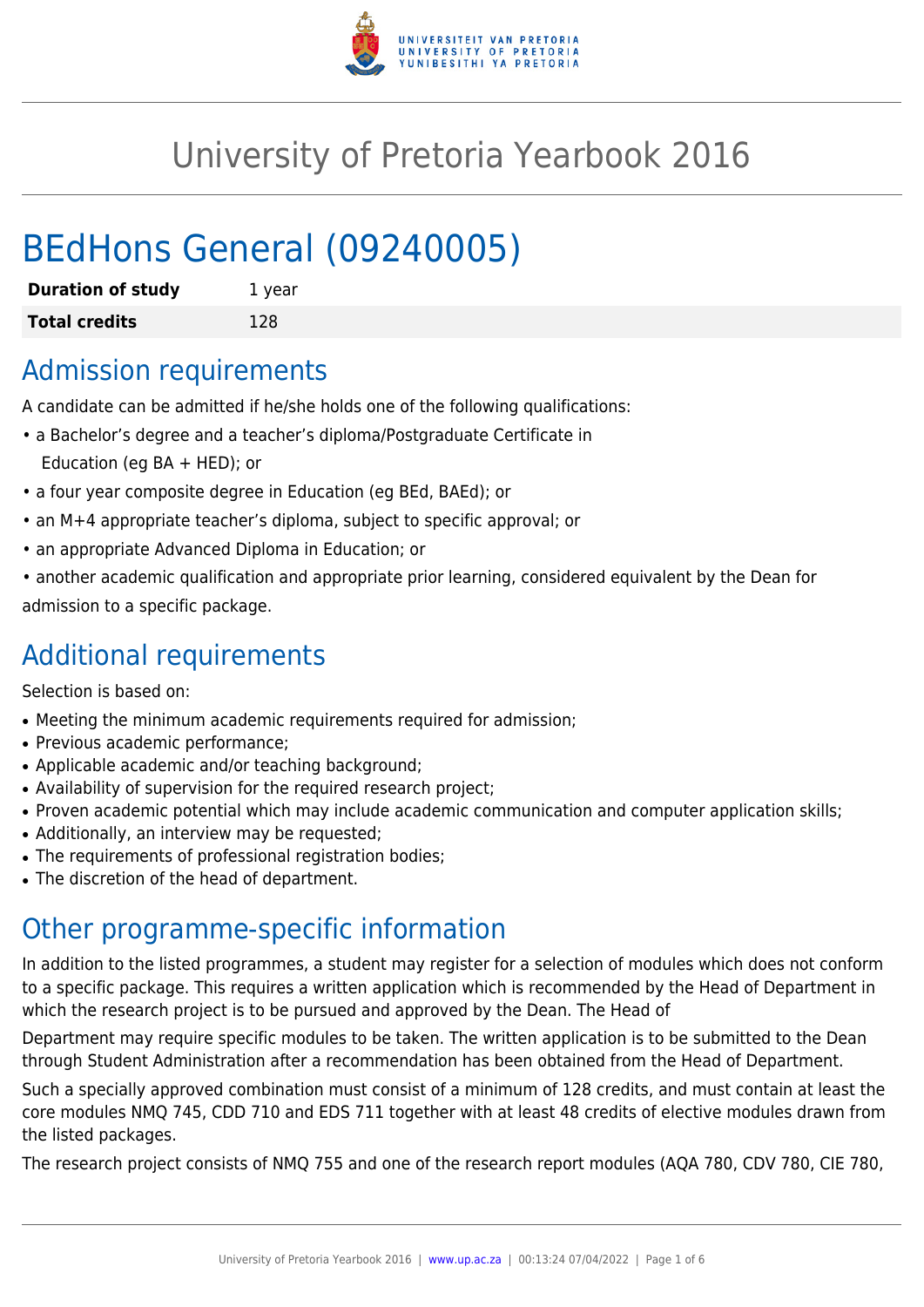# University of Pretoria Yearbook 2016

# BEdHons General (09240005)

| **Duration of study** | 1 year |
|---|---|
| **Total credits** | 128 |

## Admission requirements

A candidate can be admitted if he/she holds one of the following qualifications:

- a Bachelor's degree and a teacher's diploma/Postgraduate Certificate in Education (eg BA + HED); or
- a four year composite degree in Education (eg BEd, BAEd); or
- an M+4 appropriate teacher's diploma, subject to specific approval; or
- an appropriate Advanced Diploma in Education; or
- another academic qualification and appropriate prior learning, considered equivalent by the Dean for admission to a specific package.

## Additional requirements

Selection is based on:

- Meeting the minimum academic requirements required for admission;
- Previous academic performance;
- Applicable academic and/or teaching background;
- Availability of supervision for the required research project;
- Proven academic potential which may include academic communication and computer application skills;
- Additionally, an interview may be requested;
- The requirements of professional registration bodies;
- The discretion of the head of department.

## Other programme-specific information

In addition to the listed programmes, a student may register for a selection of modules which does not conform to a specific package. This requires a written application which is recommended by the Head of Department in which the research project is to be pursued and approved by the Dean. The Head of

Department may require specific modules to be taken. The written application is to be submitted to the Dean through Student Administration after a recommendation has been obtained from the Head of Department.

Such a specially approved combination must consist of a minimum of 128 credits, and must contain at least the core modules NMQ 745, CDD 710 and EDS 711 together with at least 48 credits of elective modules drawn from the listed packages.

The research project consists of NMQ 755 and one of the research report modules (AQA 780, CDV 780, CIE 780,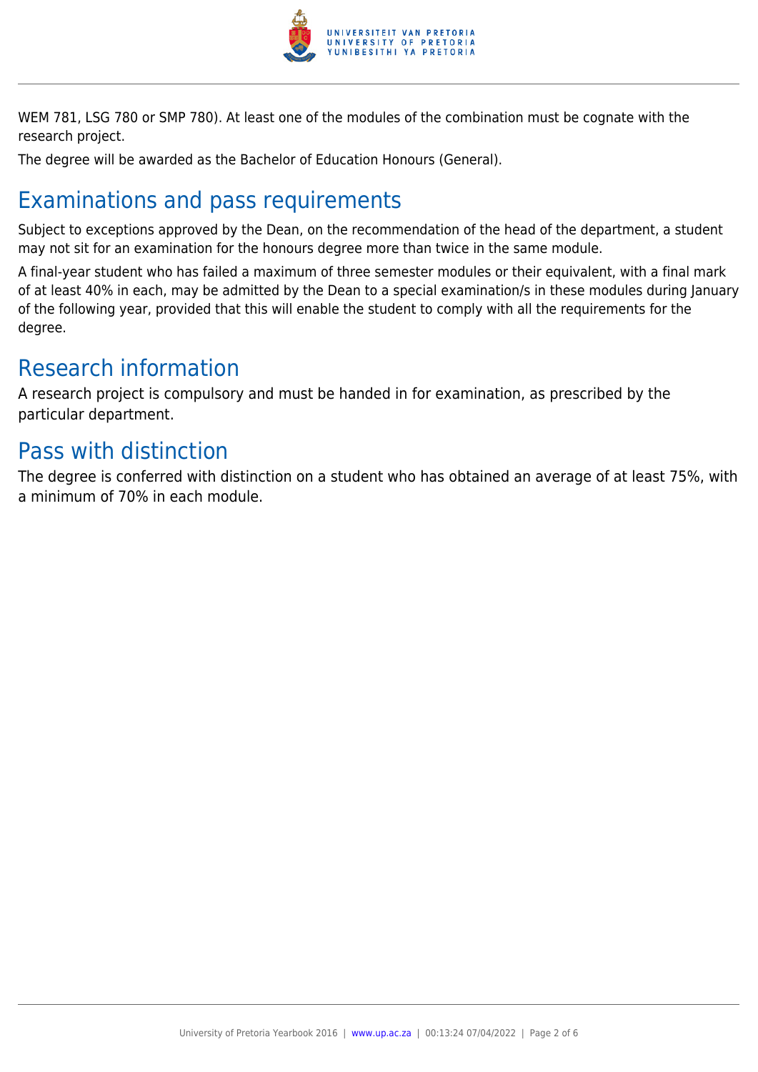WEM 781, LSG 780 or SMP 780). At least one of the modules of the combination must be cognate with the research project.

The degree will be awarded as the Bachelor of Education Honours (General).

## Examinations and pass requirements

Subject to exceptions approved by the Dean, on the recommendation of the head of the department, a student may not sit for an examination for the honours degree more than twice in the same module.

A final-year student who has failed a maximum of three semester modules or their equivalent, with a final mark of at least 40% in each, may be admitted by the Dean to a special examination/s in these modules during January of the following year, provided that this will enable the student to comply with all the requirements for the degree.

## Research information

A research project is compulsory and must be handed in for examination, as prescribed by the particular department.

## Pass with distinction

The degree is conferred with distinction on a student who has obtained an average of at least 75%, with a minimum of 70% in each module.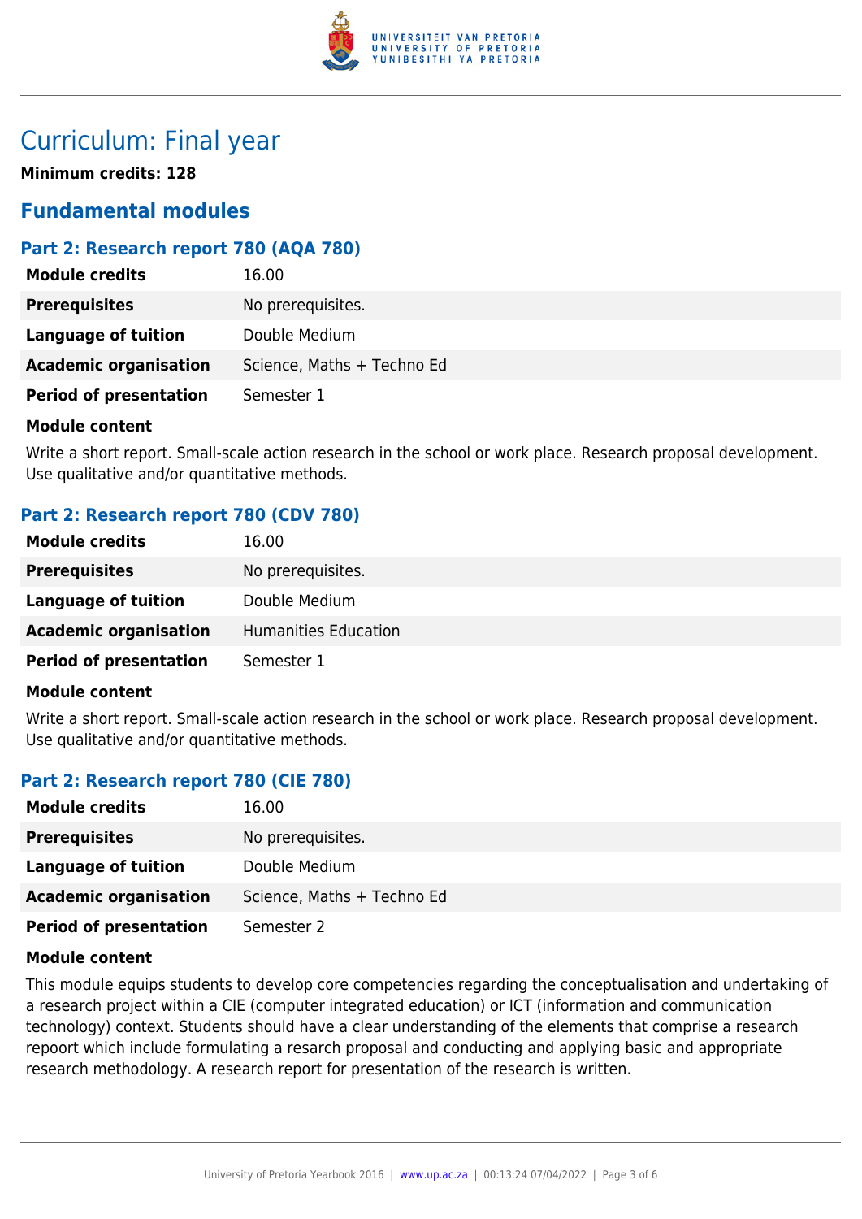# Curriculum: Final year

**Minimum credits: 128**

## Fundamental modules

### Part 2: Research report 780 (AQA 780)

| | |
|---|---|
| **Module credits** | 16.00 |
| **Prerequisites** | No prerequisites. |
| **Language of tuition** | Double Medium |
| **Academic organisation** | Science, Maths + Techno Ed |
| **Period of presentation** | Semester 1 |

**Module content**

Write a short report. Small-scale action research in the school or work place. Research proposal development. Use qualitative and/or quantitative methods.

### Part 2: Research report 780 (CDV 780)

| | |
|---|---|
| **Module credits** | 16.00 |
| **Prerequisites** | No prerequisites. |
| **Language of tuition** | Double Medium |
| **Academic organisation** | Humanities Education |
| **Period of presentation** | Semester 1 |

**Module content**

Write a short report. Small-scale action research in the school or work place. Research proposal development. Use qualitative and/or quantitative methods.

### Part 2: Research report 780 (CIE 780)

| | |
|---|---|
| **Module credits** | 16.00 |
| **Prerequisites** | No prerequisites. |
| **Language of tuition** | Double Medium |
| **Academic organisation** | Science, Maths + Techno Ed |
| **Period of presentation** | Semester 2 |

**Module content**

This module equips students to develop core competencies regarding the conceptualisation and undertaking of a research project within a CIE (computer integrated education) or ICT (information and communication technology) context. Students should have a clear understanding of the elements that comprise a research repoort which include formulating a resarch proposal and conducting and applying basic and appropriate research methodology. A research report for presentation of the research is written.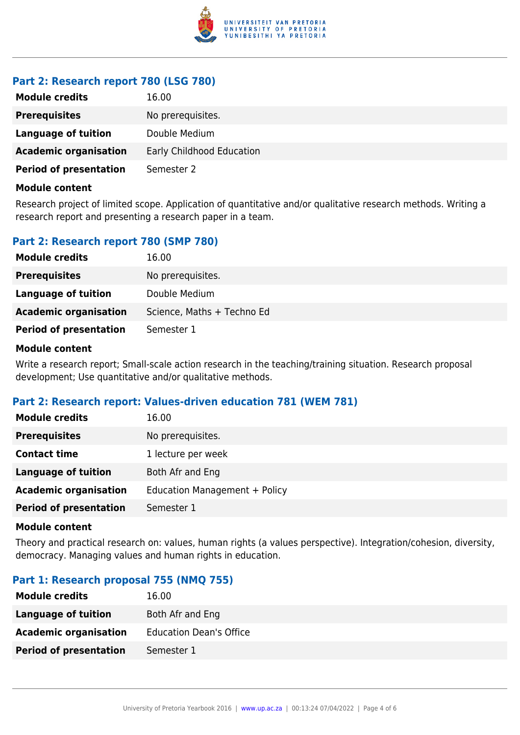### Part 2: Research report 780 (LSG 780)

| | |
|---|---|
| **Module credits** | 16.00 |
| **Prerequisites** | No prerequisites. |
| **Language of tuition** | Double Medium |
| **Academic organisation** | Early Childhood Education |
| **Period of presentation** | Semester 2 |

**Module content**

Research project of limited scope. Application of quantitative and/or qualitative research methods. Writing a research report and presenting a research paper in a team.

### Part 2: Research report 780 (SMP 780)

| | |
|---|---|
| **Module credits** | 16.00 |
| **Prerequisites** | No prerequisites. |
| **Language of tuition** | Double Medium |
| **Academic organisation** | Science, Maths + Techno Ed |
| **Period of presentation** | Semester 1 |

**Module content**

Write a research report; Small-scale action research in the teaching/training situation. Research proposal development; Use quantitative and/or qualitative methods.

### Part 2: Research report: Values-driven education 781 (WEM 781)

| | |
|---|---|
| **Module credits** | 16.00 |
| **Prerequisites** | No prerequisites. |
| **Contact time** | 1 lecture per week |
| **Language of tuition** | Both Afr and Eng |
| **Academic organisation** | Education Management + Policy |
| **Period of presentation** | Semester 1 |

**Module content**

Theory and practical research on: values, human rights (a values perspective). Integration/cohesion, diversity, democracy. Managing values and human rights in education.

### Part 1: Research proposal 755 (NMQ 755)

| | |
|---|---|
| **Module credits** | 16.00 |
| **Language of tuition** | Both Afr and Eng |
| **Academic organisation** | Education Dean's Office |
| **Period of presentation** | Semester 1 |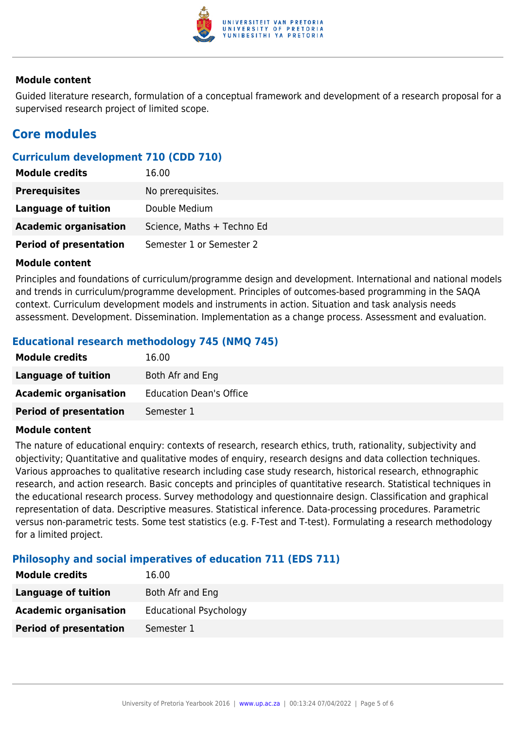#### Module content

Guided literature research, formulation of a conceptual framework and development of a research proposal for a supervised research project of limited scope.

## Core modules

### Curriculum development 710 (CDD 710)

| | |
|---|---|
| **Module credits** | 16.00 |
| **Prerequisites** | No prerequisites. |
| **Language of tuition** | Double Medium |
| **Academic organisation** | Science, Maths + Techno Ed |
| **Period of presentation** | Semester 1 or Semester 2 |

#### Module content

Principles and foundations of curriculum/programme design and development. International and national models and trends in curriculum/programme development. Principles of outcomes-based programming in the SAQA context. Curriculum development models and instruments in action. Situation and task analysis needs assessment. Development. Dissemination. Implementation as a change process. Assessment and evaluation.

### Educational research methodology 745 (NMQ 745)

| | |
|---|---|
| **Module credits** | 16.00 |
| **Language of tuition** | Both Afr and Eng |
| **Academic organisation** | Education Dean's Office |
| **Period of presentation** | Semester 1 |

#### Module content

The nature of educational enquiry: contexts of research, research ethics, truth, rationality, subjectivity and objectivity; Quantitative and qualitative modes of enquiry, research designs and data collection techniques. Various approaches to qualitative research including case study research, historical research, ethnographic research, and action research. Basic concepts and principles of quantitative research. Statistical techniques in the educational research process. Survey methodology and questionnaire design. Classification and graphical representation of data. Descriptive measures. Statistical inference. Data-processing procedures. Parametric versus non-parametric tests. Some test statistics (e.g. F-Test and T-test). Formulating a research methodology for a limited project.

### Philosophy and social imperatives of education 711 (EDS 711)

| | |
|---|---|
| **Module credits** | 16.00 |
| **Language of tuition** | Both Afr and Eng |
| **Academic organisation** | Educational Psychology |
| **Period of presentation** | Semester 1 |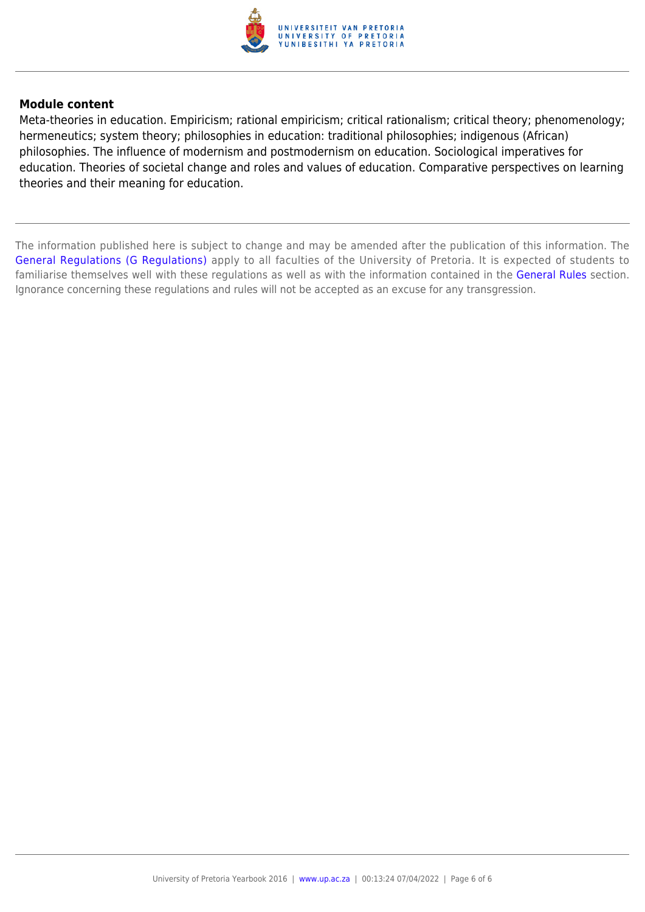**Module content**

Meta-theories in education. Empiricism; rational empiricism; critical rationalism; critical theory; phenomenology; hermeneutics; system theory; philosophies in education: traditional philosophies; indigenous (African) philosophies. The influence of modernism and postmodernism on education. Sociological imperatives for education. Theories of societal change and roles and values of education. Comparative perspectives on learning theories and their meaning for education.

The information published here is subject to change and may be amended after the publication of this information. The General Regulations (G Regulations) apply to all faculties of the University of Pretoria. It is expected of students to familiarise themselves well with these regulations as well as with the information contained in the General Rules section. Ignorance concerning these regulations and rules will not be accepted as an excuse for any transgression.